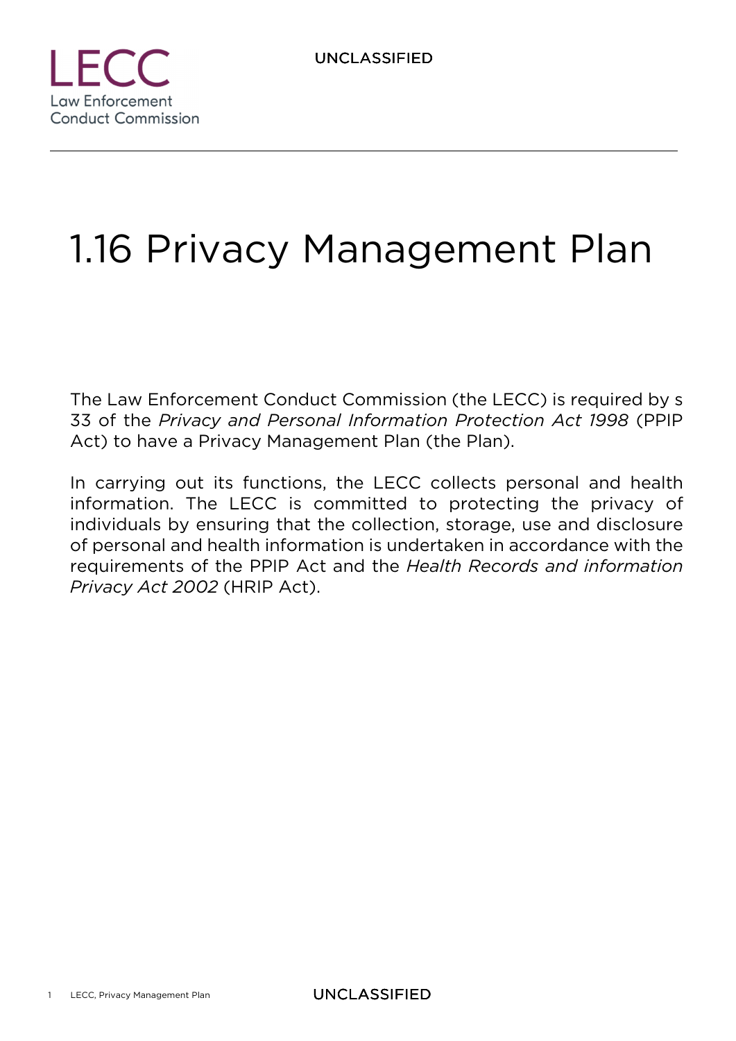# 1.16 Privacy Management Plan

The Law Enforcement Conduct Commission (the LECC) is required by s 33 of the *Privacy and Personal Information Protection Act 1998* (PPIP Act) to have a Privacy Management Plan (the Plan).

In carrying out its functions, the LECC collects personal and health information. The LECC is committed to protecting the privacy of individuals by ensuring that the collection, storage, use and disclosure of personal and health information is undertaken in accordance with the requirements of the PPIP Act and the *Health Records and information Privacy Act 2002* (HRIP Act).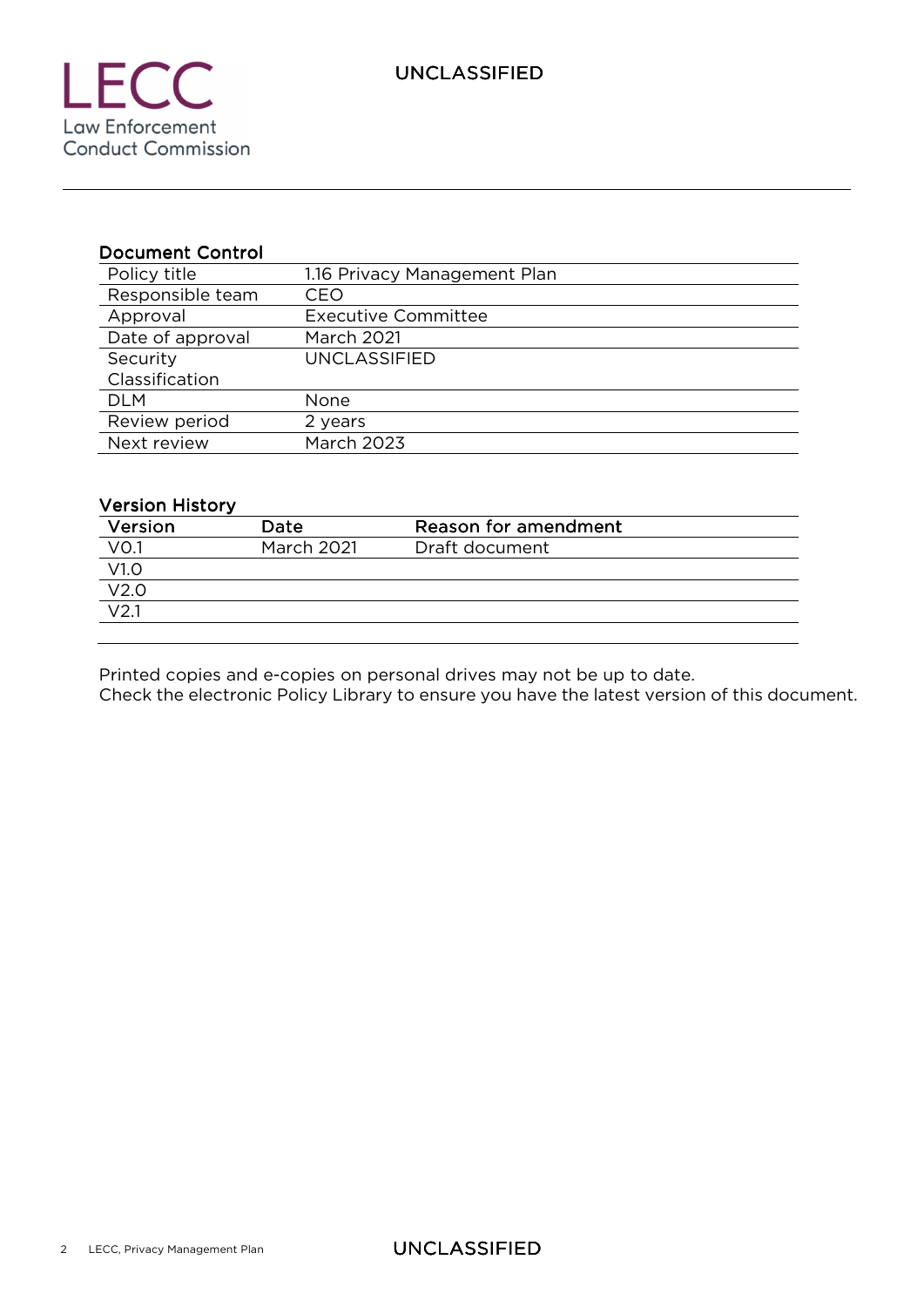UNCLASSIFIED

## Document Control

| | |
|---|---|
| Policy title | 1.16 Privacy Management Plan |
| Responsible team | CEO |
| Approval | Executive Committee |
| Date of approval | March 2021 |
| Security Classification | UNCLASSIFIED |
| DLM | None |
| Review period | 2 years |
| Next review | March 2023 |

## Version History

| Version | Date | Reason for amendment |
|---|---|---|
| V0.1 | March 2021 | Draft document |
| V1.0 | | |
| V2.0 | | |
| V2.1 | | |
| | | |

Printed copies and e-copies on personal drives may not be up to date.
Check the electronic Policy Library to ensure you have the latest version of this document.

UNCLASSIFIED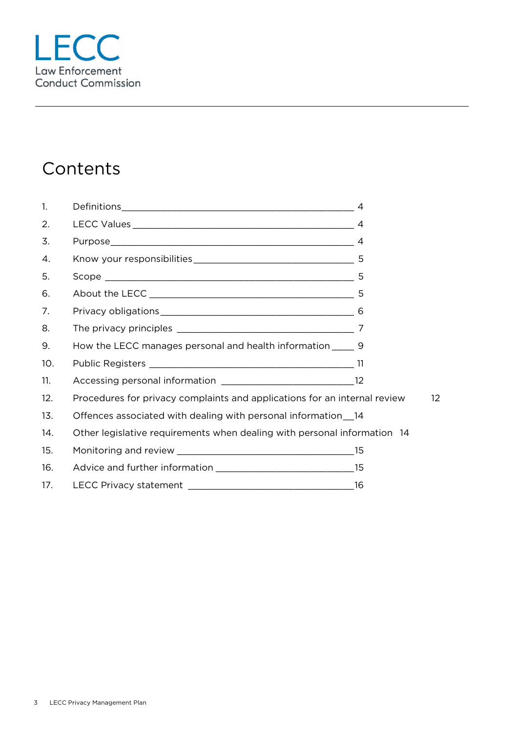LECC
Law Enforcement
Conduct Commission

# Contents

| No. | Section | Page |
|---|---|---|
| 1. | Definitions | 4 |
| 2. | LECC Values | 4 |
| 3. | Purpose | 4 |
| 4. | Know your responsibilities | 5 |
| 5. | Scope | 5 |
| 6. | About the LECC | 5 |
| 7. | Privacy obligations | 6 |
| 8. | The privacy principles | 7 |
| 9. | How the LECC manages personal and health information | 9 |
| 10. | Public Registers | 11 |
| 11. | Accessing personal information | 12 |
| 12. | Procedures for privacy complaints and applications for an internal review | 12 |
| 13. | Offences associated with dealing with personal information | 14 |
| 14. | Other legislative requirements when dealing with personal information | 14 |
| 15. | Monitoring and review | 15 |
| 16. | Advice and further information | 15 |
| 17. | LECC Privacy statement | 16 |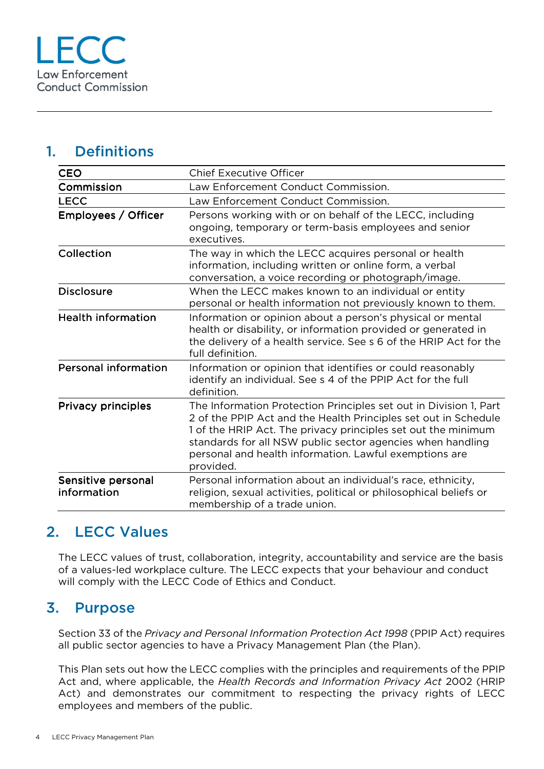LECC
Law Enforcement
Conduct Commission

## 1. Definitions

| | |
|---|---|
| **CEO** | Chief Executive Officer |
| **Commission** | Law Enforcement Conduct Commission. |
| **LECC** | Law Enforcement Conduct Commission. |
| **Employees / Officer** | Persons working with or on behalf of the LECC, including ongoing, temporary or term-basis employees and senior executives. |
| **Collection** | The way in which the LECC acquires personal or health information, including written or online form, a verbal conversation, a voice recording or photograph/image. |
| **Disclosure** | When the LECC makes known to an individual or entity personal or health information not previously known to them. |
| **Health information** | Information or opinion about a person's physical or mental health or disability, or information provided or generated in the delivery of a health service. See s 6 of the HRIP Act for the full definition. |
| **Personal information** | Information or opinion that identifies or could reasonably identify an individual. See s 4 of the PPIP Act for the full definition. |
| **Privacy principles** | The Information Protection Principles set out in Division 1, Part 2 of the PPIP Act and the Health Principles set out in Schedule 1 of the HRIP Act. The privacy principles set out the minimum standards for all NSW public sector agencies when handling personal and health information. Lawful exemptions are provided. |
| **Sensitive personal information** | Personal information about an individual's race, ethnicity, religion, sexual activities, political or philosophical beliefs or membership of a trade union. |

## 2. LECC Values

The LECC values of trust, collaboration, integrity, accountability and service are the basis of a values-led workplace culture. The LECC expects that your behaviour and conduct will comply with the LECC Code of Ethics and Conduct.

## 3. Purpose

Section 33 of the *Privacy and Personal Information Protection Act 1998* (PPIP Act) requires all public sector agencies to have a Privacy Management Plan (the Plan).

This Plan sets out how the LECC complies with the principles and requirements of the PPIP Act and, where applicable, the *Health Records and Information Privacy Act* 2002 (HRIP Act) and demonstrates our commitment to respecting the privacy rights of LECC employees and members of the public.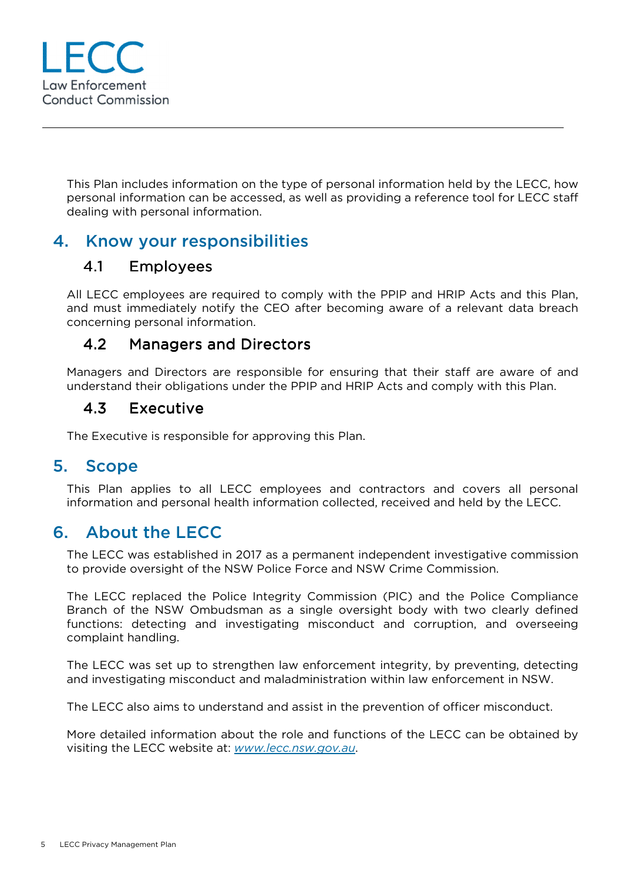This Plan includes information on the type of personal information held by the LECC, how personal information can be accessed, as well as providing a reference tool for LECC staff dealing with personal information.

## 4. Know your responsibilities

### 4.1 Employees

All LECC employees are required to comply with the PPIP and HRIP Acts and this Plan, and must immediately notify the CEO after becoming aware of a relevant data breach concerning personal information.

### 4.2 Managers and Directors

Managers and Directors are responsible for ensuring that their staff are aware of and understand their obligations under the PPIP and HRIP Acts and comply with this Plan.

### 4.3 Executive

The Executive is responsible for approving this Plan.

## 5. Scope

This Plan applies to all LECC employees and contractors and covers all personal information and personal health information collected, received and held by the LECC.

## 6. About the LECC

The LECC was established in 2017 as a permanent independent investigative commission to provide oversight of the NSW Police Force and NSW Crime Commission.

The LECC replaced the Police Integrity Commission (PIC) and the Police Compliance Branch of the NSW Ombudsman as a single oversight body with two clearly defined functions: detecting and investigating misconduct and corruption, and overseeing complaint handling.

The LECC was set up to strengthen law enforcement integrity, by preventing, detecting and investigating misconduct and maladministration within law enforcement in NSW.

The LECC also aims to understand and assist in the prevention of officer misconduct.

More detailed information about the role and functions of the LECC can be obtained by visiting the LECC website at: *www.lecc.nsw.gov.au*.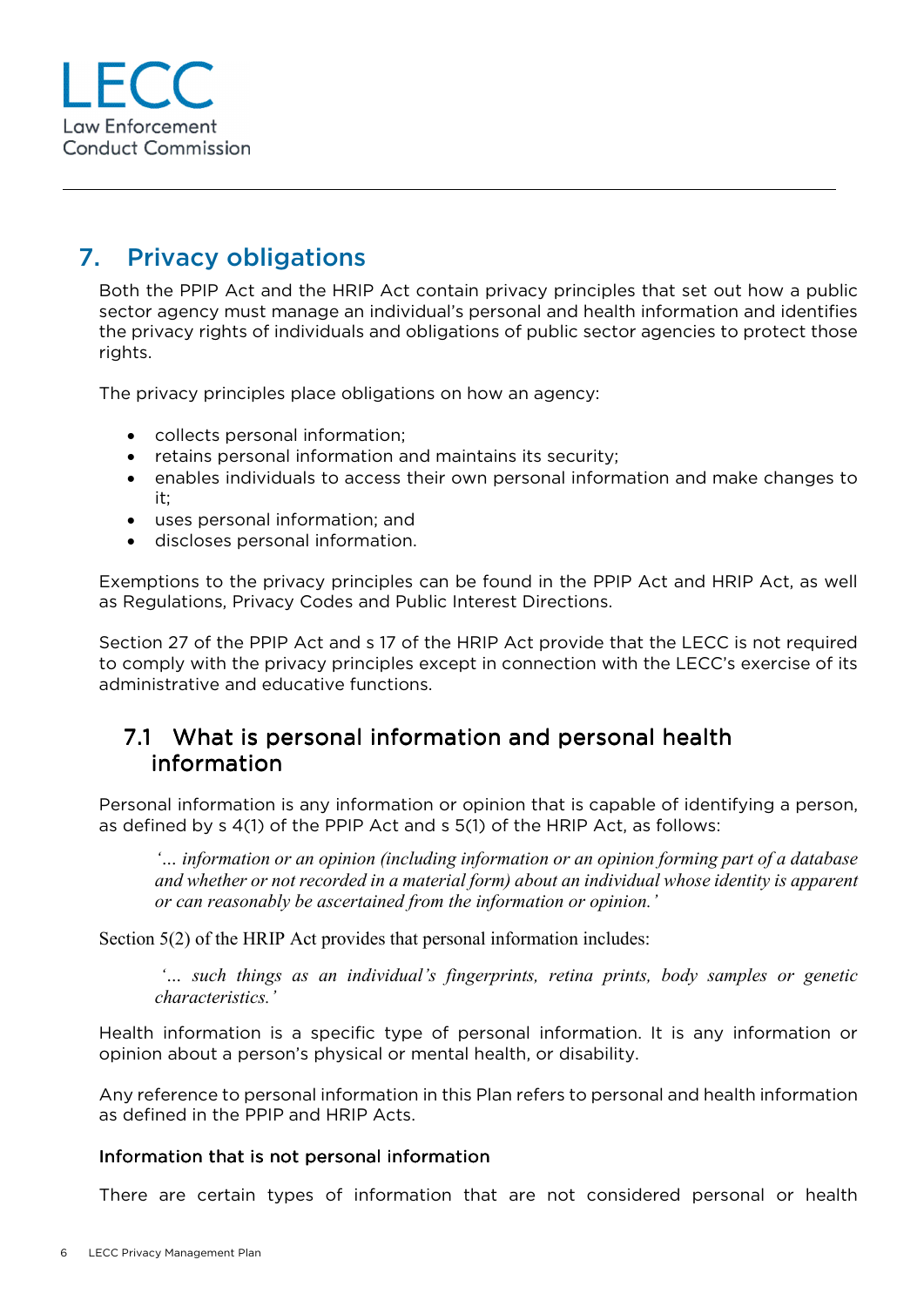## 7. Privacy obligations

Both the PPIP Act and the HRIP Act contain privacy principles that set out how a public sector agency must manage an individual's personal and health information and identifies the privacy rights of individuals and obligations of public sector agencies to protect those rights.

The privacy principles place obligations on how an agency:

- collects personal information;
- retains personal information and maintains its security;
- enables individuals to access their own personal information and make changes to it;
- uses personal information; and
- discloses personal information.

Exemptions to the privacy principles can be found in the PPIP Act and HRIP Act, as well as Regulations, Privacy Codes and Public Interest Directions.

Section 27 of the PPIP Act and s 17 of the HRIP Act provide that the LECC is not required to comply with the privacy principles except in connection with the LECC's exercise of its administrative and educative functions.

### 7.1 What is personal information and personal health information

Personal information is any information or opinion that is capable of identifying a person, as defined by s 4(1) of the PPIP Act and s 5(1) of the HRIP Act, as follows:

> *'… information or an opinion (including information or an opinion forming part of a database and whether or not recorded in a material form) about an individual whose identity is apparent or can reasonably be ascertained from the information or opinion.'*

Section 5(2) of the HRIP Act provides that personal information includes:

> *'… such things as an individual's fingerprints, retina prints, body samples or genetic characteristics.'*

Health information is a specific type of personal information. It is any information or opinion about a person's physical or mental health, or disability.

Any reference to personal information in this Plan refers to personal and health information as defined in the PPIP and HRIP Acts.

#### Information that is not personal information

There are certain types of information that are not considered personal or health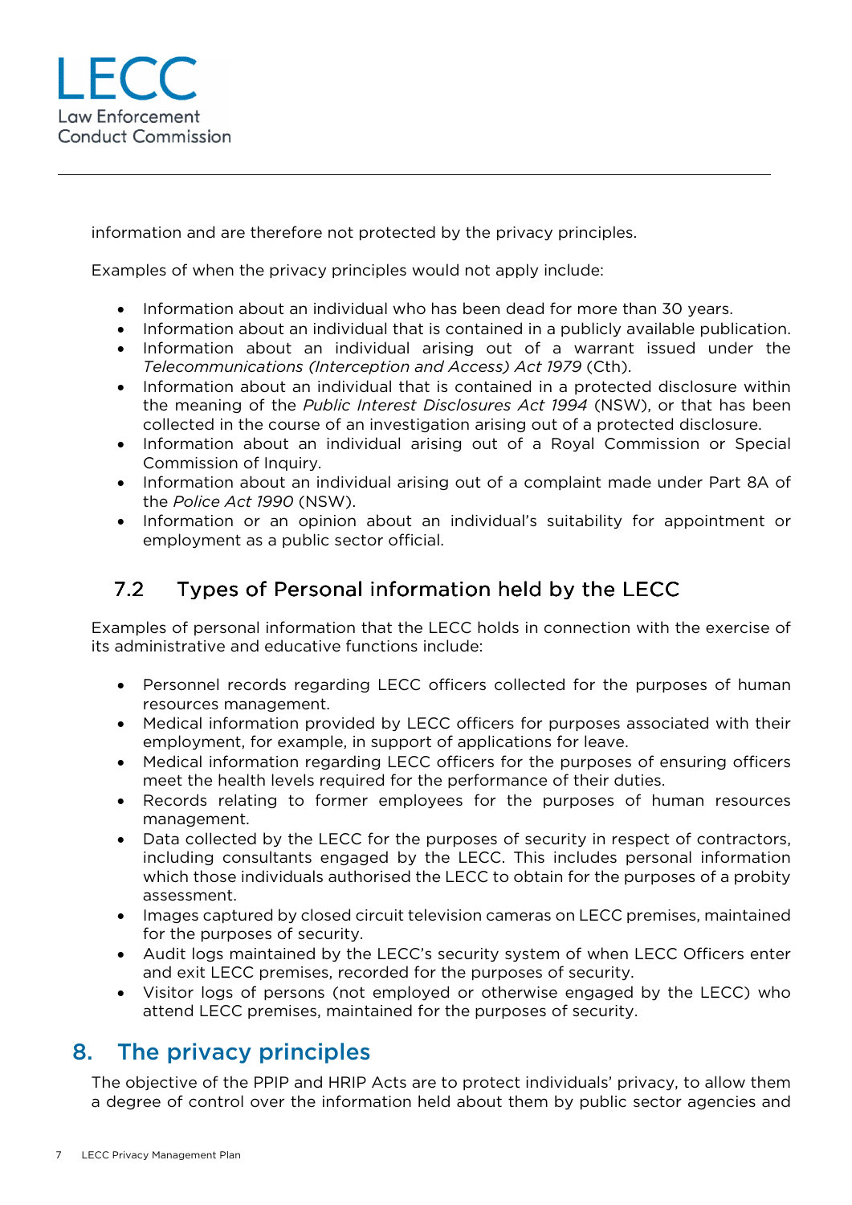information and are therefore not protected by the privacy principles.

Examples of when the privacy principles would not apply include:

- Information about an individual who has been dead for more than 30 years.
- Information about an individual that is contained in a publicly available publication.
- Information about an individual arising out of a warrant issued under the *Telecommunications (Interception and Access) Act 1979* (Cth).
- Information about an individual that is contained in a protected disclosure within the meaning of the *Public Interest Disclosures Act 1994* (NSW), or that has been collected in the course of an investigation arising out of a protected disclosure.
- Information about an individual arising out of a Royal Commission or Special Commission of Inquiry.
- Information about an individual arising out of a complaint made under Part 8A of the *Police Act 1990* (NSW).
- Information or an opinion about an individual's suitability for appointment or employment as a public sector official.

### 7.2 Types of Personal information held by the LECC

Examples of personal information that the LECC holds in connection with the exercise of its administrative and educative functions include:

- Personnel records regarding LECC officers collected for the purposes of human resources management.
- Medical information provided by LECC officers for purposes associated with their employment, for example, in support of applications for leave.
- Medical information regarding LECC officers for the purposes of ensuring officers meet the health levels required for the performance of their duties.
- Records relating to former employees for the purposes of human resources management.
- Data collected by the LECC for the purposes of security in respect of contractors, including consultants engaged by the LECC. This includes personal information which those individuals authorised the LECC to obtain for the purposes of a probity assessment.
- Images captured by closed circuit television cameras on LECC premises, maintained for the purposes of security.
- Audit logs maintained by the LECC's security system of when LECC Officers enter and exit LECC premises, recorded for the purposes of security.
- Visitor logs of persons (not employed or otherwise engaged by the LECC) who attend LECC premises, maintained for the purposes of security.

## 8. The privacy principles

The objective of the PPIP and HRIP Acts are to protect individuals' privacy, to allow them a degree of control over the information held about them by public sector agencies and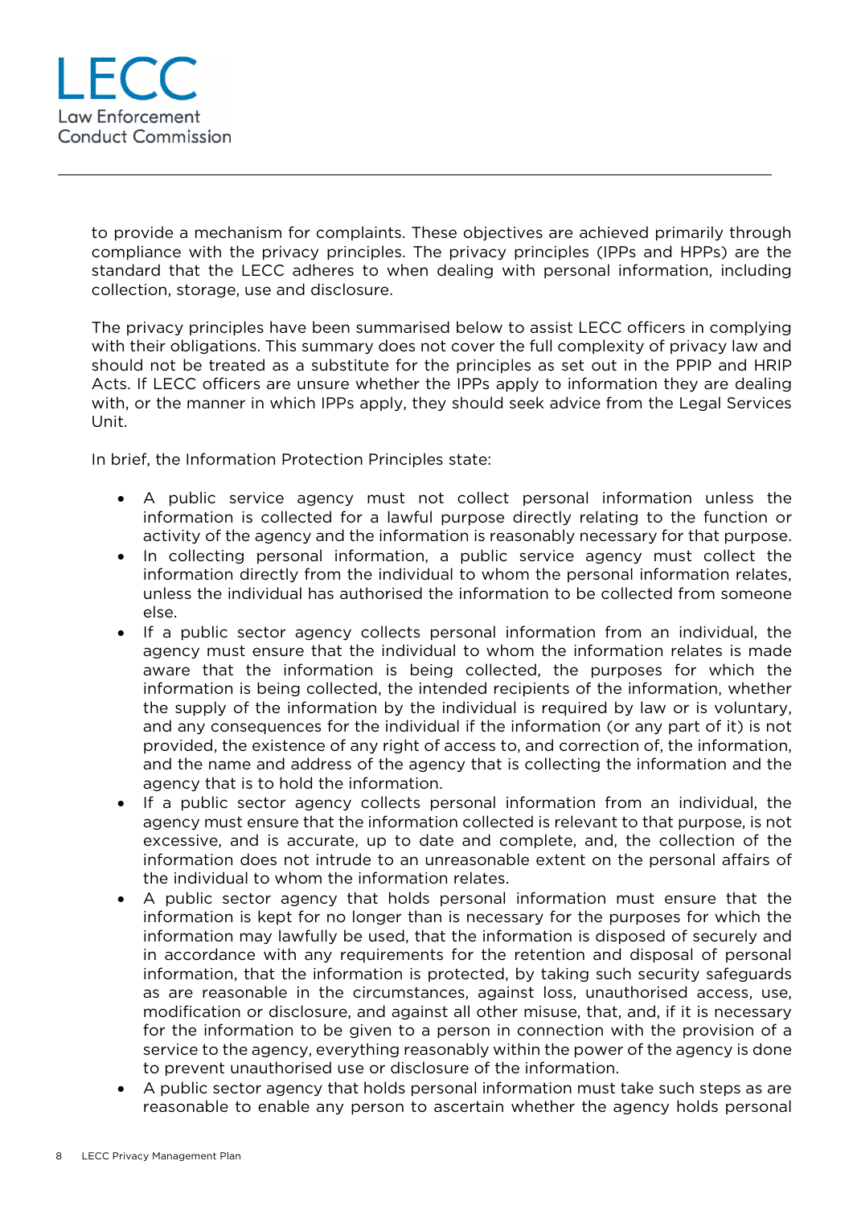to provide a mechanism for complaints. These objectives are achieved primarily through compliance with the privacy principles. The privacy principles (IPPs and HPPs) are the standard that the LECC adheres to when dealing with personal information, including collection, storage, use and disclosure.

The privacy principles have been summarised below to assist LECC officers in complying with their obligations. This summary does not cover the full complexity of privacy law and should not be treated as a substitute for the principles as set out in the PPIP and HRIP Acts. If LECC officers are unsure whether the IPPs apply to information they are dealing with, or the manner in which IPPs apply, they should seek advice from the Legal Services Unit.

In brief, the Information Protection Principles state:

- A public service agency must not collect personal information unless the information is collected for a lawful purpose directly relating to the function or activity of the agency and the information is reasonably necessary for that purpose.
- In collecting personal information, a public service agency must collect the information directly from the individual to whom the personal information relates, unless the individual has authorised the information to be collected from someone else.
- If a public sector agency collects personal information from an individual, the agency must ensure that the individual to whom the information relates is made aware that the information is being collected, the purposes for which the information is being collected, the intended recipients of the information, whether the supply of the information by the individual is required by law or is voluntary, and any consequences for the individual if the information (or any part of it) is not provided, the existence of any right of access to, and correction of, the information, and the name and address of the agency that is collecting the information and the agency that is to hold the information.
- If a public sector agency collects personal information from an individual, the agency must ensure that the information collected is relevant to that purpose, is not excessive, and is accurate, up to date and complete, and, the collection of the information does not intrude to an unreasonable extent on the personal affairs of the individual to whom the information relates.
- A public sector agency that holds personal information must ensure that the information is kept for no longer than is necessary for the purposes for which the information may lawfully be used, that the information is disposed of securely and in accordance with any requirements for the retention and disposal of personal information, that the information is protected, by taking such security safeguards as are reasonable in the circumstances, against loss, unauthorised access, use, modification or disclosure, and against all other misuse, that, and, if it is necessary for the information to be given to a person in connection with the provision of a service to the agency, everything reasonably within the power of the agency is done to prevent unauthorised use or disclosure of the information.
- A public sector agency that holds personal information must take such steps as are reasonable to enable any person to ascertain whether the agency holds personal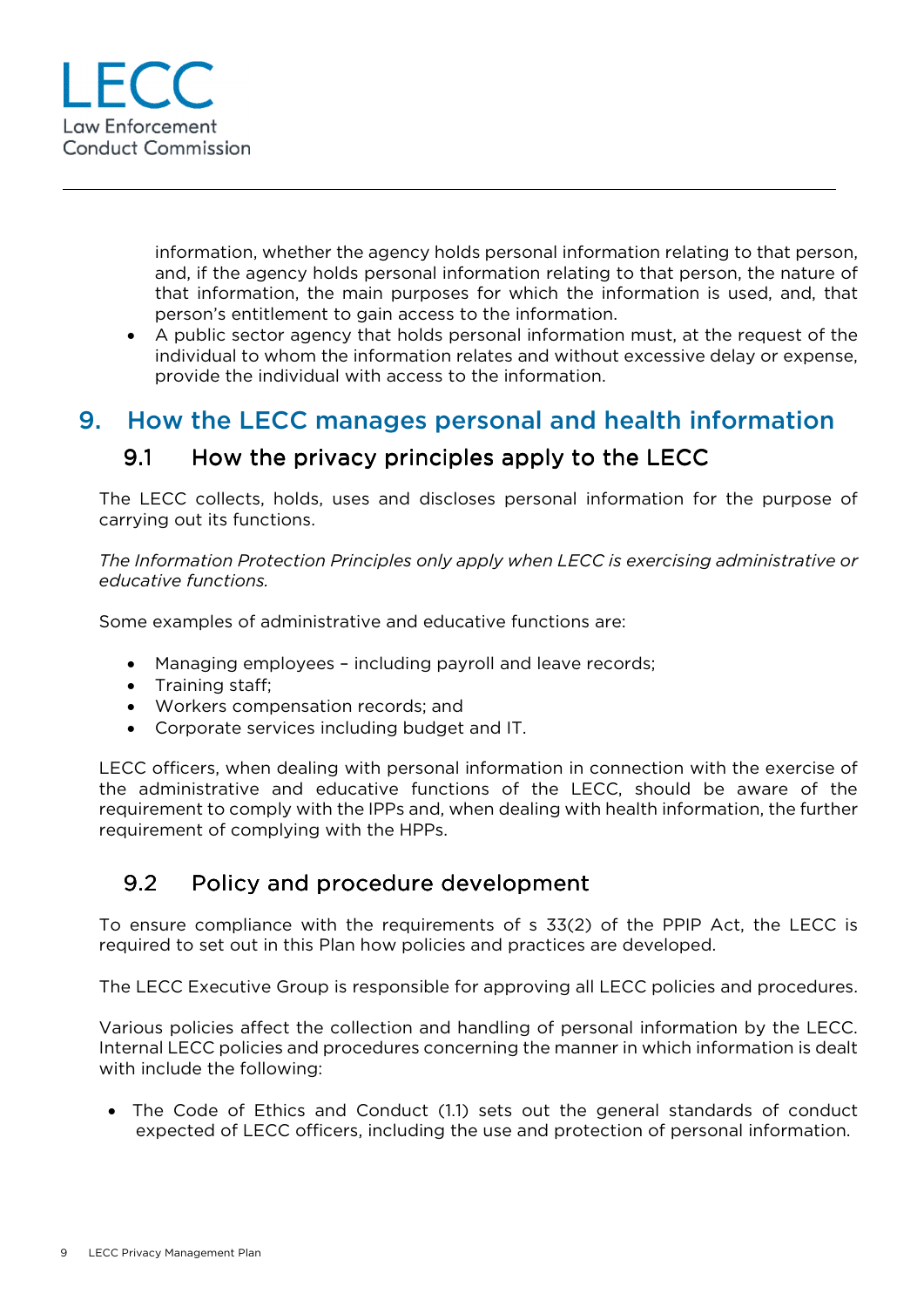information, whether the agency holds personal information relating to that person, and, if the agency holds personal information relating to that person, the nature of that information, the main purposes for which the information is used, and, that person's entitlement to gain access to the information.

- A public sector agency that holds personal information must, at the request of the individual to whom the information relates and without excessive delay or expense, provide the individual with access to the information.

# 9. How the LECC manages personal and health information

## 9.1 How the privacy principles apply to the LECC

The LECC collects, holds, uses and discloses personal information for the purpose of carrying out its functions.

*The Information Protection Principles only apply when LECC is exercising administrative or educative functions.*

Some examples of administrative and educative functions are:

- Managing employees – including payroll and leave records;
- Training staff;
- Workers compensation records; and
- Corporate services including budget and IT.

LECC officers, when dealing with personal information in connection with the exercise of the administrative and educative functions of the LECC, should be aware of the requirement to comply with the IPPs and, when dealing with health information, the further requirement of complying with the HPPs.

## 9.2 Policy and procedure development

To ensure compliance with the requirements of s 33(2) of the PPIP Act, the LECC is required to set out in this Plan how policies and practices are developed.

The LECC Executive Group is responsible for approving all LECC policies and procedures.

Various policies affect the collection and handling of personal information by the LECC. Internal LECC policies and procedures concerning the manner in which information is dealt with include the following:

- The Code of Ethics and Conduct (1.1) sets out the general standards of conduct expected of LECC officers, including the use and protection of personal information.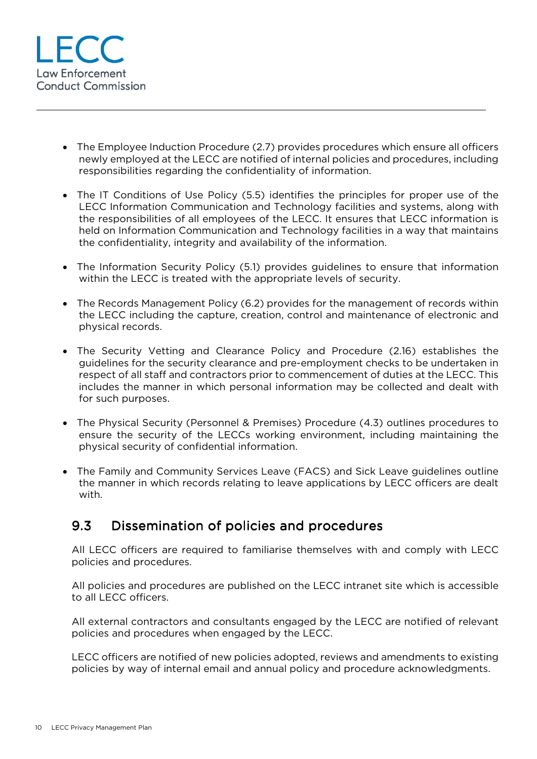- The Employee Induction Procedure (2.7) provides procedures which ensure all officers newly employed at the LECC are notified of internal policies and procedures, including responsibilities regarding the confidentiality of information.

- The IT Conditions of Use Policy (5.5) identifies the principles for proper use of the LECC Information Communication and Technology facilities and systems, along with the responsibilities of all employees of the LECC. It ensures that LECC information is held on Information Communication and Technology facilities in a way that maintains the confidentiality, integrity and availability of the information.

- The Information Security Policy (5.1) provides guidelines to ensure that information within the LECC is treated with the appropriate levels of security.

- The Records Management Policy (6.2) provides for the management of records within the LECC including the capture, creation, control and maintenance of electronic and physical records.

- The Security Vetting and Clearance Policy and Procedure (2.16) establishes the guidelines for the security clearance and pre-employment checks to be undertaken in respect of all staff and contractors prior to commencement of duties at the LECC. This includes the manner in which personal information may be collected and dealt with for such purposes.

- The Physical Security (Personnel & Premises) Procedure (4.3) outlines procedures to ensure the security of the LECCs working environment, including maintaining the physical security of confidential information.

- The Family and Community Services Leave (FACS) and Sick Leave guidelines outline the manner in which records relating to leave applications by LECC officers are dealt with.

## 9.3 Dissemination of policies and procedures

All LECC officers are required to familiarise themselves with and comply with LECC policies and procedures.

All policies and procedures are published on the LECC intranet site which is accessible to all LECC officers.

All external contractors and consultants engaged by the LECC are notified of relevant policies and procedures when engaged by the LECC.

LECC officers are notified of new policies adopted, reviews and amendments to existing policies by way of internal email and annual policy and procedure acknowledgments.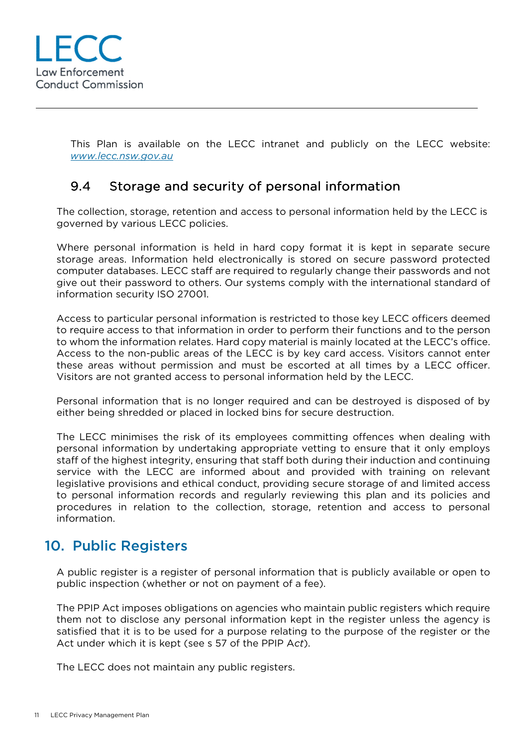This Plan is available on the LECC intranet and publicly on the LECC website: [www.lecc.nsw.gov.au](http://www.lecc.nsw.gov.au)

### 9.4 Storage and security of personal information

The collection, storage, retention and access to personal information held by the LECC is governed by various LECC policies.

Where personal information is held in hard copy format it is kept in separate secure storage areas. Information held electronically is stored on secure password protected computer databases. LECC staff are required to regularly change their passwords and not give out their password to others. Our systems comply with the international standard of information security ISO 27001.

Access to particular personal information is restricted to those key LECC officers deemed to require access to that information in order to perform their functions and to the person to whom the information relates. Hard copy material is mainly located at the LECC's office. Access to the non-public areas of the LECC is by key card access. Visitors cannot enter these areas without permission and must be escorted at all times by a LECC officer. Visitors are not granted access to personal information held by the LECC.

Personal information that is no longer required and can be destroyed is disposed of by either being shredded or placed in locked bins for secure destruction.

The LECC minimises the risk of its employees committing offences when dealing with personal information by undertaking appropriate vetting to ensure that it only employs staff of the highest integrity, ensuring that staff both during their induction and continuing service with the LECC are informed about and provided with training on relevant legislative provisions and ethical conduct, providing secure storage of and limited access to personal information records and regularly reviewing this plan and its policies and procedures in relation to the collection, storage, retention and access to personal information.

## 10. Public Registers

A public register is a register of personal information that is publicly available or open to public inspection (whether or not on payment of a fee).

The PPIP Act imposes obligations on agencies who maintain public registers which require them not to disclose any personal information kept in the register unless the agency is satisfied that it is to be used for a purpose relating to the purpose of the register or the Act under which it is kept (see s 57 of the PPIP A*ct*).

The LECC does not maintain any public registers.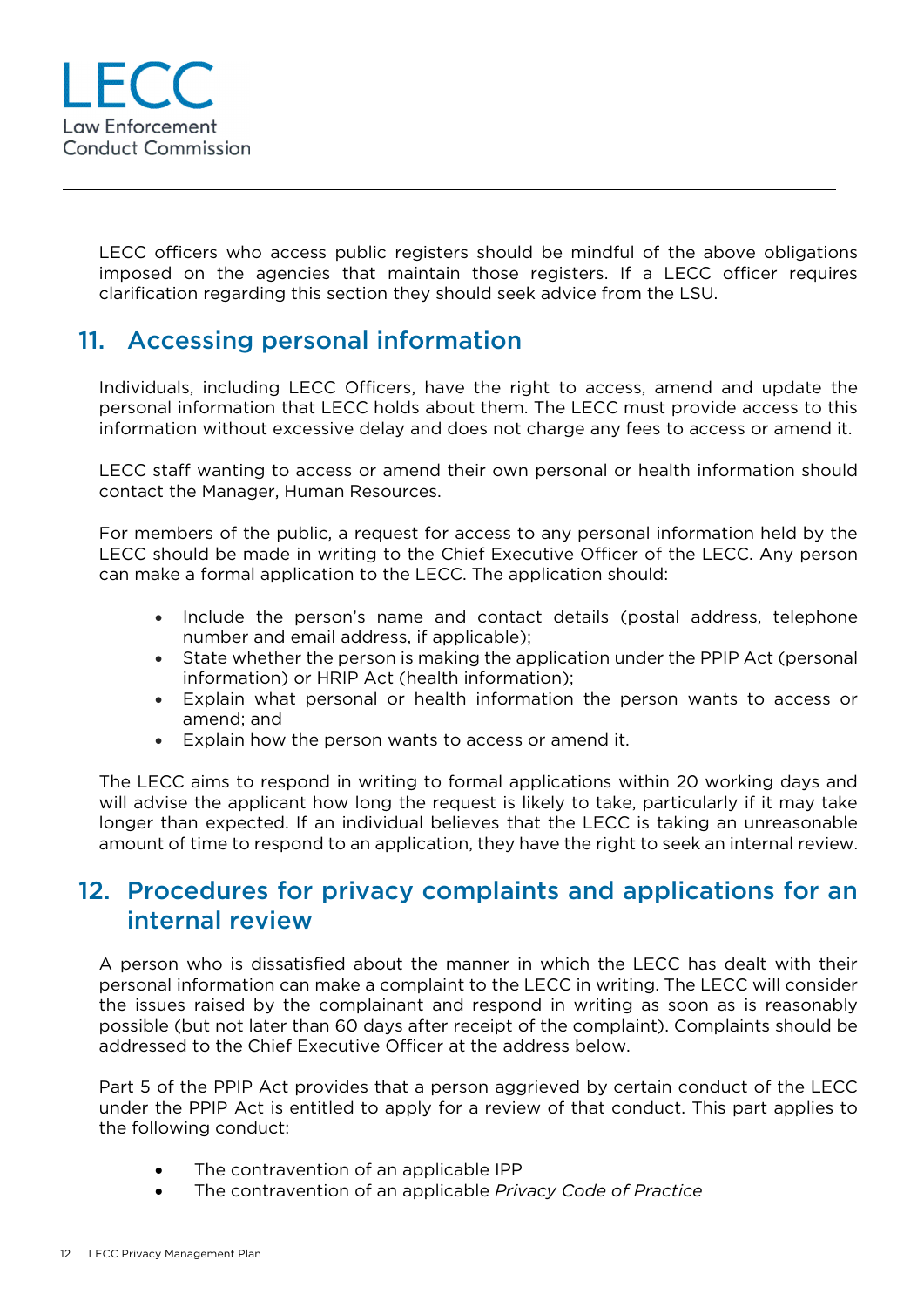LECC officers who access public registers should be mindful of the above obligations imposed on the agencies that maintain those registers. If a LECC officer requires clarification regarding this section they should seek advice from the LSU.

## 11. Accessing personal information

Individuals, including LECC Officers, have the right to access, amend and update the personal information that LECC holds about them. The LECC must provide access to this information without excessive delay and does not charge any fees to access or amend it.

LECC staff wanting to access or amend their own personal or health information should contact the Manager, Human Resources.

For members of the public, a request for access to any personal information held by the LECC should be made in writing to the Chief Executive Officer of the LECC. Any person can make a formal application to the LECC. The application should:

- Include the person's name and contact details (postal address, telephone number and email address, if applicable);
- State whether the person is making the application under the PPIP Act (personal information) or HRIP Act (health information);
- Explain what personal or health information the person wants to access or amend; and
- Explain how the person wants to access or amend it.

The LECC aims to respond in writing to formal applications within 20 working days and will advise the applicant how long the request is likely to take, particularly if it may take longer than expected. If an individual believes that the LECC is taking an unreasonable amount of time to respond to an application, they have the right to seek an internal review.

## 12. Procedures for privacy complaints and applications for an internal review

A person who is dissatisfied about the manner in which the LECC has dealt with their personal information can make a complaint to the LECC in writing. The LECC will consider the issues raised by the complainant and respond in writing as soon as is reasonably possible (but not later than 60 days after receipt of the complaint). Complaints should be addressed to the Chief Executive Officer at the address below.

Part 5 of the PPIP Act provides that a person aggrieved by certain conduct of the LECC under the PPIP Act is entitled to apply for a review of that conduct. This part applies to the following conduct:

- The contravention of an applicable IPP
- The contravention of an applicable *Privacy Code of Practice*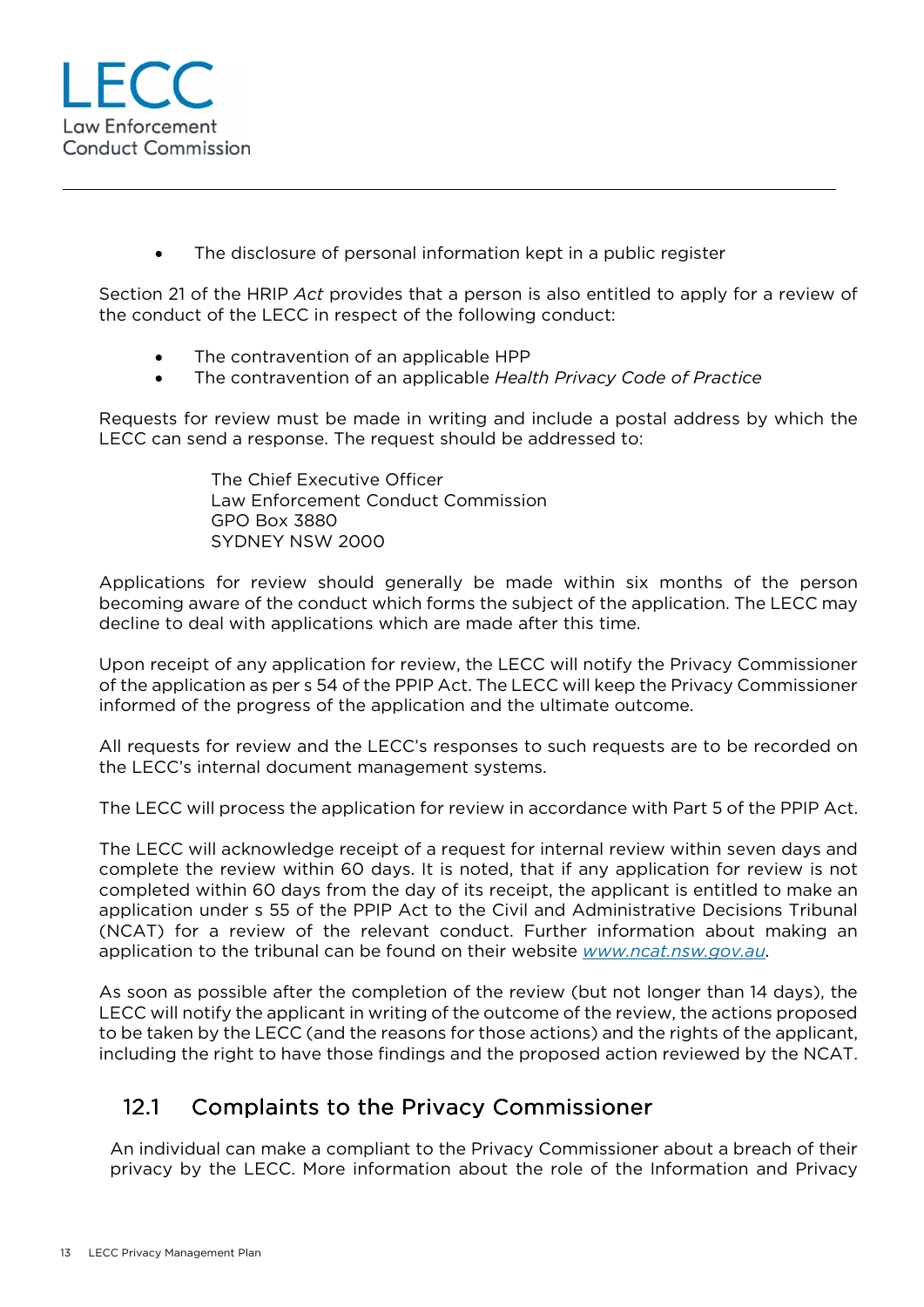- The disclosure of personal information kept in a public register

Section 21 of the HRIP *Act* provides that a person is also entitled to apply for a review of the conduct of the LECC in respect of the following conduct:

- The contravention of an applicable HPP
- The contravention of an applicable *Health Privacy Code of Practice*

Requests for review must be made in writing and include a postal address by which the LECC can send a response. The request should be addressed to:

> The Chief Executive Officer
> Law Enforcement Conduct Commission
> GPO Box 3880
> SYDNEY NSW 2000

Applications for review should generally be made within six months of the person becoming aware of the conduct which forms the subject of the application. The LECC may decline to deal with applications which are made after this time.

Upon receipt of any application for review, the LECC will notify the Privacy Commissioner of the application as per s 54 of the PPIP Act. The LECC will keep the Privacy Commissioner informed of the progress of the application and the ultimate outcome.

All requests for review and the LECC's responses to such requests are to be recorded on the LECC's internal document management systems.

The LECC will process the application for review in accordance with Part 5 of the PPIP Act.

The LECC will acknowledge receipt of a request for internal review within seven days and complete the review within 60 days. It is noted, that if any application for review is not completed within 60 days from the day of its receipt, the applicant is entitled to make an application under s 55 of the PPIP Act to the Civil and Administrative Decisions Tribunal (NCAT) for a review of the relevant conduct. Further information about making an application to the tribunal can be found on their website *www.ncat.nsw.gov.au*.

As soon as possible after the completion of the review (but not longer than 14 days), the LECC will notify the applicant in writing of the outcome of the review, the actions proposed to be taken by the LECC (and the reasons for those actions) and the rights of the applicant, including the right to have those findings and the proposed action reviewed by the NCAT.

## 12.1 Complaints to the Privacy Commissioner

An individual can make a compliant to the Privacy Commissioner about a breach of their privacy by the LECC. More information about the role of the Information and Privacy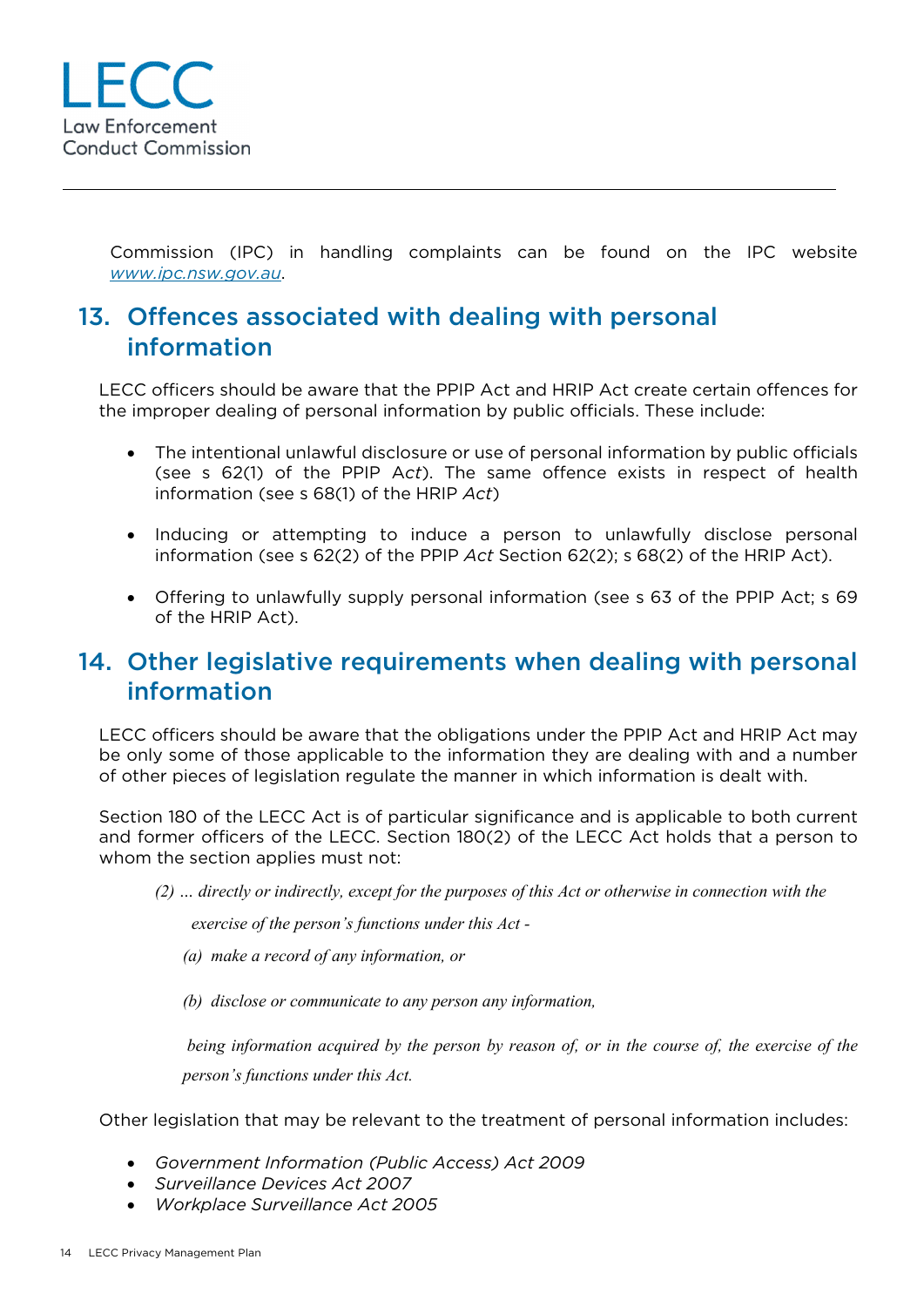Commission (IPC) in handling complaints can be found on the IPC website *www.ipc.nsw.gov.au*.

## 13. Offences associated with dealing with personal information

LECC officers should be aware that the PPIP Act and HRIP Act create certain offences for the improper dealing of personal information by public officials. These include:

- The intentional unlawful disclosure or use of personal information by public officials (see s 62(1) of the PPIP *Act*). The same offence exists in respect of health information (see s 68(1) of the HRIP *Act*)

- Inducing or attempting to induce a person to unlawfully disclose personal information (see s 62(2) of the PPIP *Act* Section 62(2); s 68(2) of the HRIP Act).

- Offering to unlawfully supply personal information (see s 63 of the PPIP Act; s 69 of the HRIP Act).

## 14. Other legislative requirements when dealing with personal information

LECC officers should be aware that the obligations under the PPIP Act and HRIP Act may be only some of those applicable to the information they are dealing with and a number of other pieces of legislation regulate the manner in which information is dealt with.

Section 180 of the LECC Act is of particular significance and is applicable to both current and former officers of the LECC. Section 180(2) of the LECC Act holds that a person to whom the section applies must not:

> *(2) … directly or indirectly, except for the purposes of this Act or otherwise in connection with the exercise of the person's functions under this Act -*
>
> *(a) make a record of any information, or*
>
> *(b) disclose or communicate to any person any information,*
>
> *being information acquired by the person by reason of, or in the course of, the exercise of the person's functions under this Act.*

Other legislation that may be relevant to the treatment of personal information includes:

- *Government Information (Public Access) Act 2009*
- *Surveillance Devices Act 2007*
- *Workplace Surveillance Act 2005*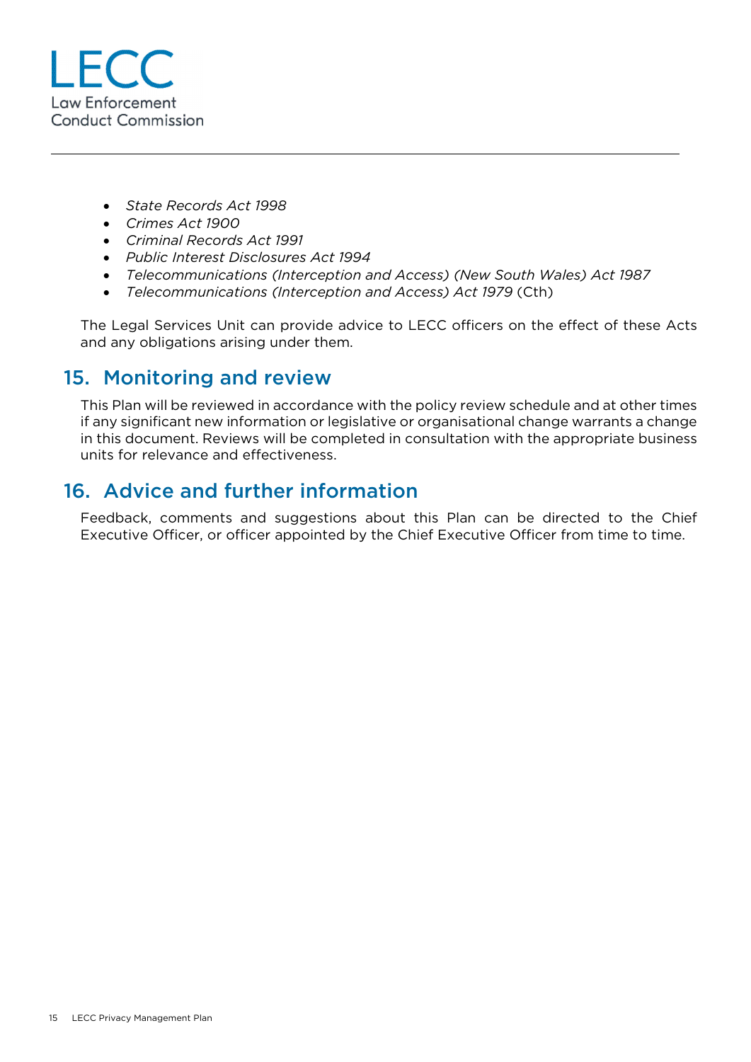- *State Records Act 1998*
- *Crimes Act 1900*
- *Criminal Records Act 1991*
- *Public Interest Disclosures Act 1994*
- *Telecommunications (Interception and Access) (New South Wales) Act 1987*
- *Telecommunications (Interception and Access) Act 1979* (Cth)

The Legal Services Unit can provide advice to LECC officers on the effect of these Acts and any obligations arising under them.

## 15. Monitoring and review

This Plan will be reviewed in accordance with the policy review schedule and at other times if any significant new information or legislative or organisational change warrants a change in this document. Reviews will be completed in consultation with the appropriate business units for relevance and effectiveness.

## 16. Advice and further information

Feedback, comments and suggestions about this Plan can be directed to the Chief Executive Officer, or officer appointed by the Chief Executive Officer from time to time.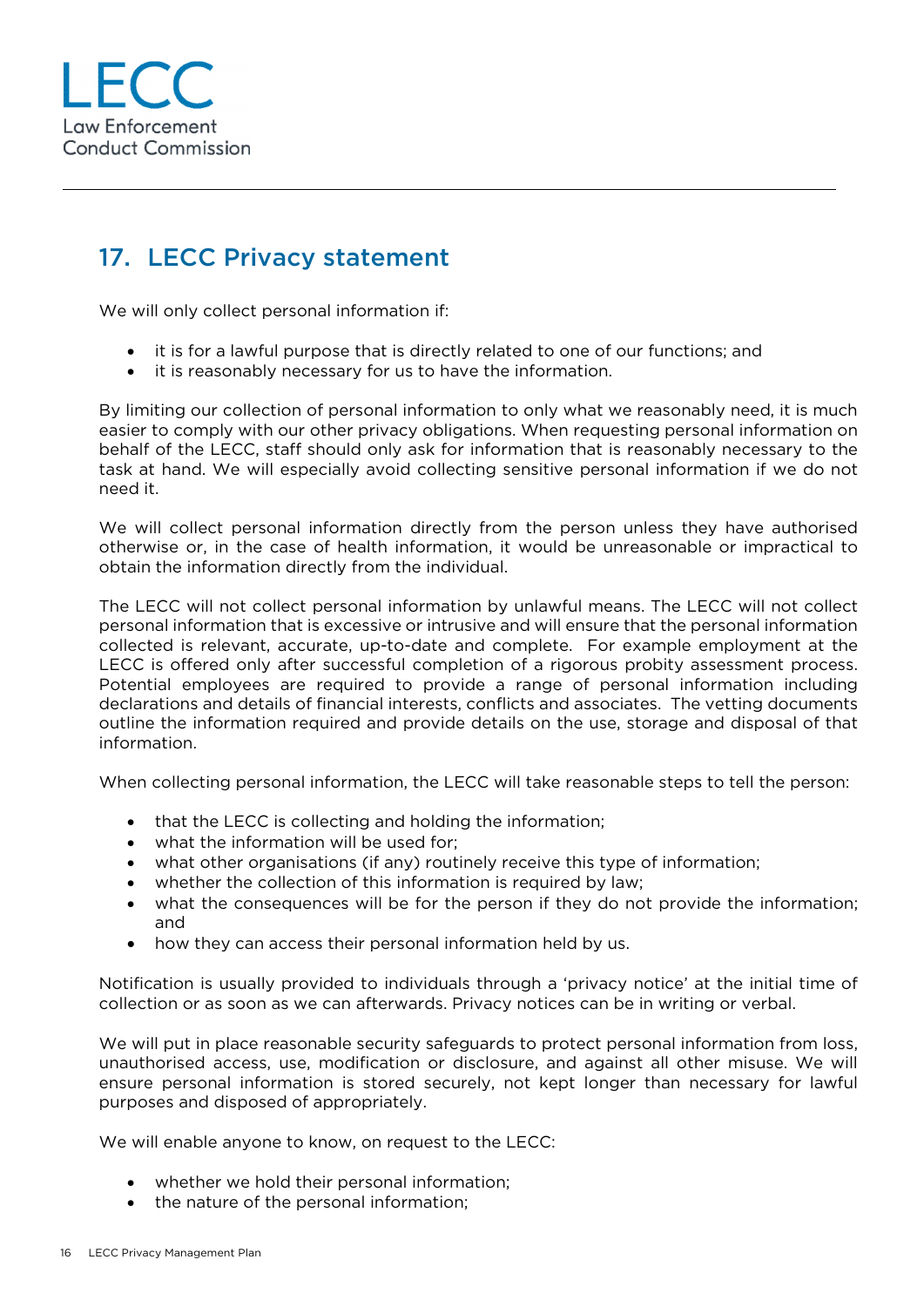## 17. LECC Privacy statement

We will only collect personal information if:

- it is for a lawful purpose that is directly related to one of our functions; and
- it is reasonably necessary for us to have the information.

By limiting our collection of personal information to only what we reasonably need, it is much easier to comply with our other privacy obligations. When requesting personal information on behalf of the LECC, staff should only ask for information that is reasonably necessary to the task at hand. We will especially avoid collecting sensitive personal information if we do not need it.

We will collect personal information directly from the person unless they have authorised otherwise or, in the case of health information, it would be unreasonable or impractical to obtain the information directly from the individual.

The LECC will not collect personal information by unlawful means. The LECC will not collect personal information that is excessive or intrusive and will ensure that the personal information collected is relevant, accurate, up-to-date and complete. For example employment at the LECC is offered only after successful completion of a rigorous probity assessment process. Potential employees are required to provide a range of personal information including declarations and details of financial interests, conflicts and associates. The vetting documents outline the information required and provide details on the use, storage and disposal of that information.

When collecting personal information, the LECC will take reasonable steps to tell the person:

- that the LECC is collecting and holding the information;
- what the information will be used for;
- what other organisations (if any) routinely receive this type of information;
- whether the collection of this information is required by law;
- what the consequences will be for the person if they do not provide the information; and
- how they can access their personal information held by us.

Notification is usually provided to individuals through a 'privacy notice' at the initial time of collection or as soon as we can afterwards. Privacy notices can be in writing or verbal.

We will put in place reasonable security safeguards to protect personal information from loss, unauthorised access, use, modification or disclosure, and against all other misuse. We will ensure personal information is stored securely, not kept longer than necessary for lawful purposes and disposed of appropriately.

We will enable anyone to know, on request to the LECC:

- whether we hold their personal information;
- the nature of the personal information;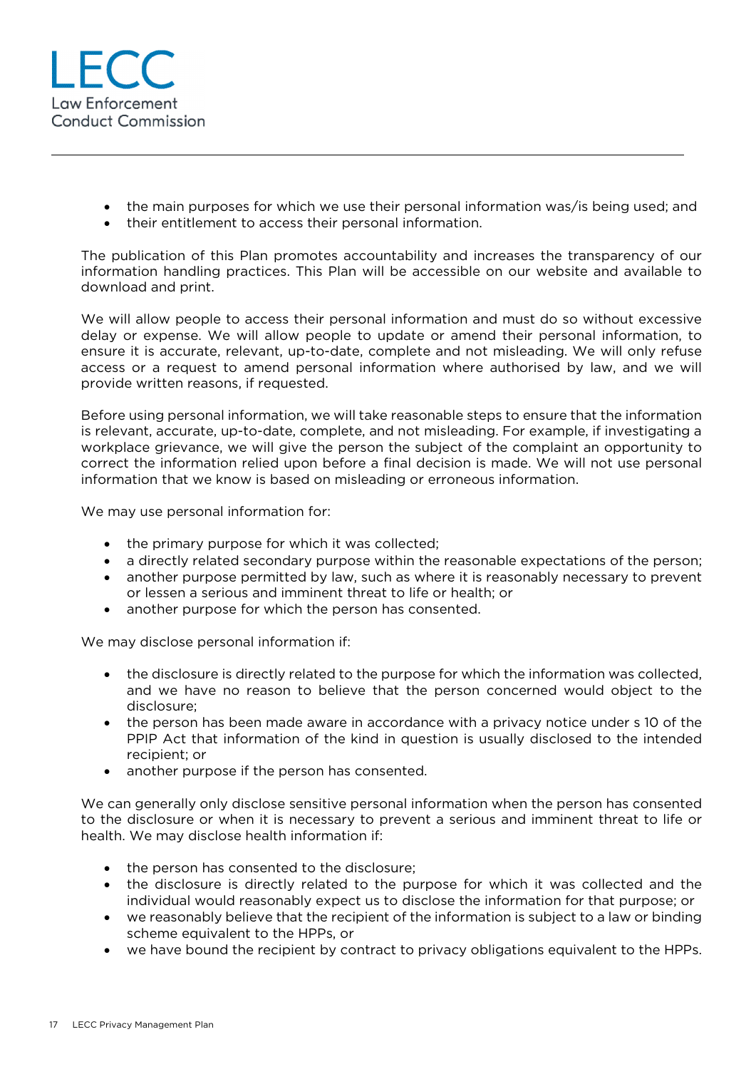- the main purposes for which we use their personal information was/is being used; and
- their entitlement to access their personal information.

The publication of this Plan promotes accountability and increases the transparency of our information handling practices. This Plan will be accessible on our website and available to download and print.

We will allow people to access their personal information and must do so without excessive delay or expense. We will allow people to update or amend their personal information, to ensure it is accurate, relevant, up-to-date, complete and not misleading. We will only refuse access or a request to amend personal information where authorised by law, and we will provide written reasons, if requested.

Before using personal information, we will take reasonable steps to ensure that the information is relevant, accurate, up-to-date, complete, and not misleading. For example, if investigating a workplace grievance, we will give the person the subject of the complaint an opportunity to correct the information relied upon before a final decision is made. We will not use personal information that we know is based on misleading or erroneous information.

We may use personal information for:

- the primary purpose for which it was collected;
- a directly related secondary purpose within the reasonable expectations of the person;
- another purpose permitted by law, such as where it is reasonably necessary to prevent or lessen a serious and imminent threat to life or health; or
- another purpose for which the person has consented.

We may disclose personal information if:

- the disclosure is directly related to the purpose for which the information was collected, and we have no reason to believe that the person concerned would object to the disclosure;
- the person has been made aware in accordance with a privacy notice under s 10 of the PPIP Act that information of the kind in question is usually disclosed to the intended recipient; or
- another purpose if the person has consented.

We can generally only disclose sensitive personal information when the person has consented to the disclosure or when it is necessary to prevent a serious and imminent threat to life or health. We may disclose health information if:

- the person has consented to the disclosure;
- the disclosure is directly related to the purpose for which it was collected and the individual would reasonably expect us to disclose the information for that purpose; or
- we reasonably believe that the recipient of the information is subject to a law or binding scheme equivalent to the HPPs, or
- we have bound the recipient by contract to privacy obligations equivalent to the HPPs.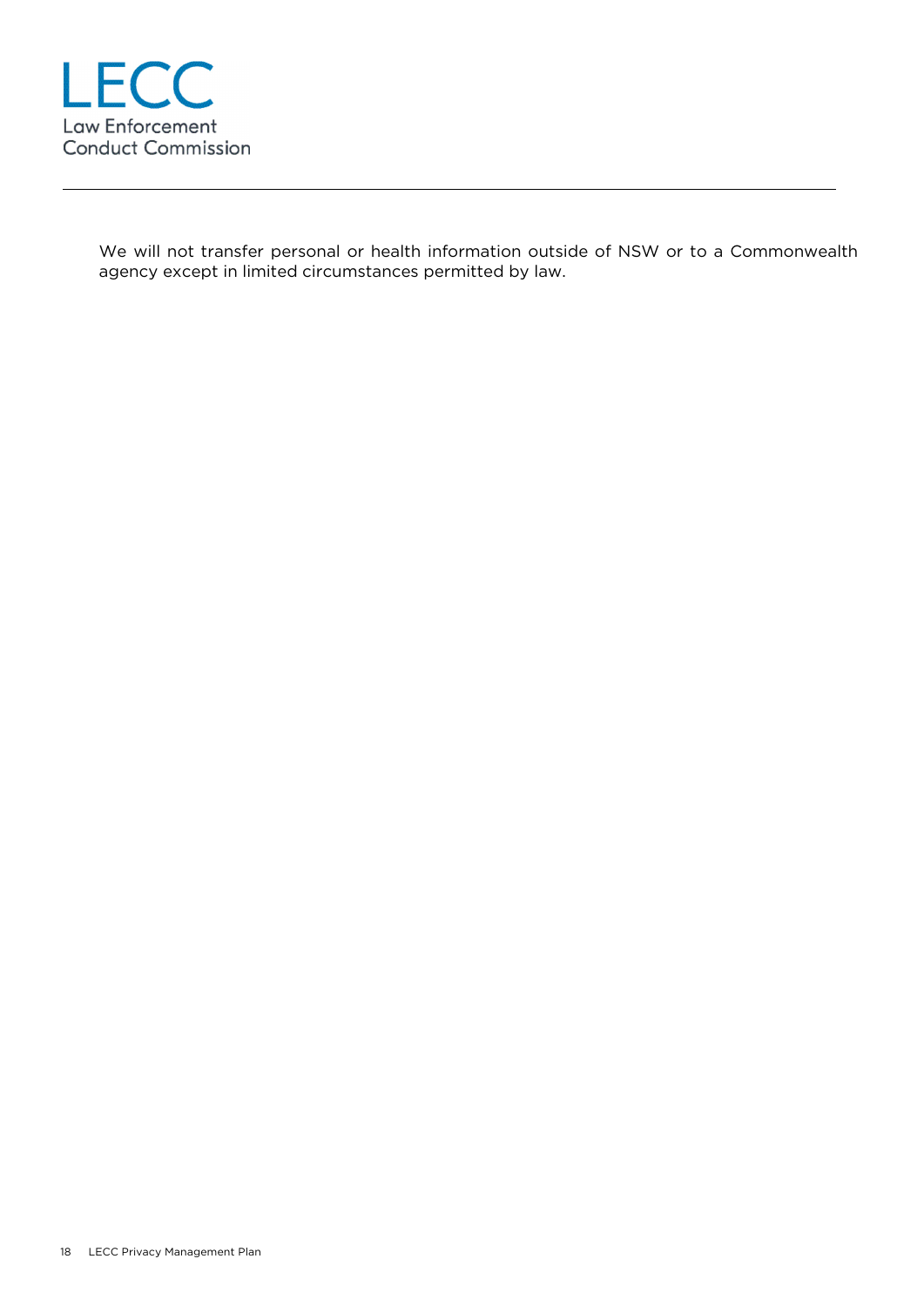We will not transfer personal or health information outside of NSW or to a Commonwealth agency except in limited circumstances permitted by law.